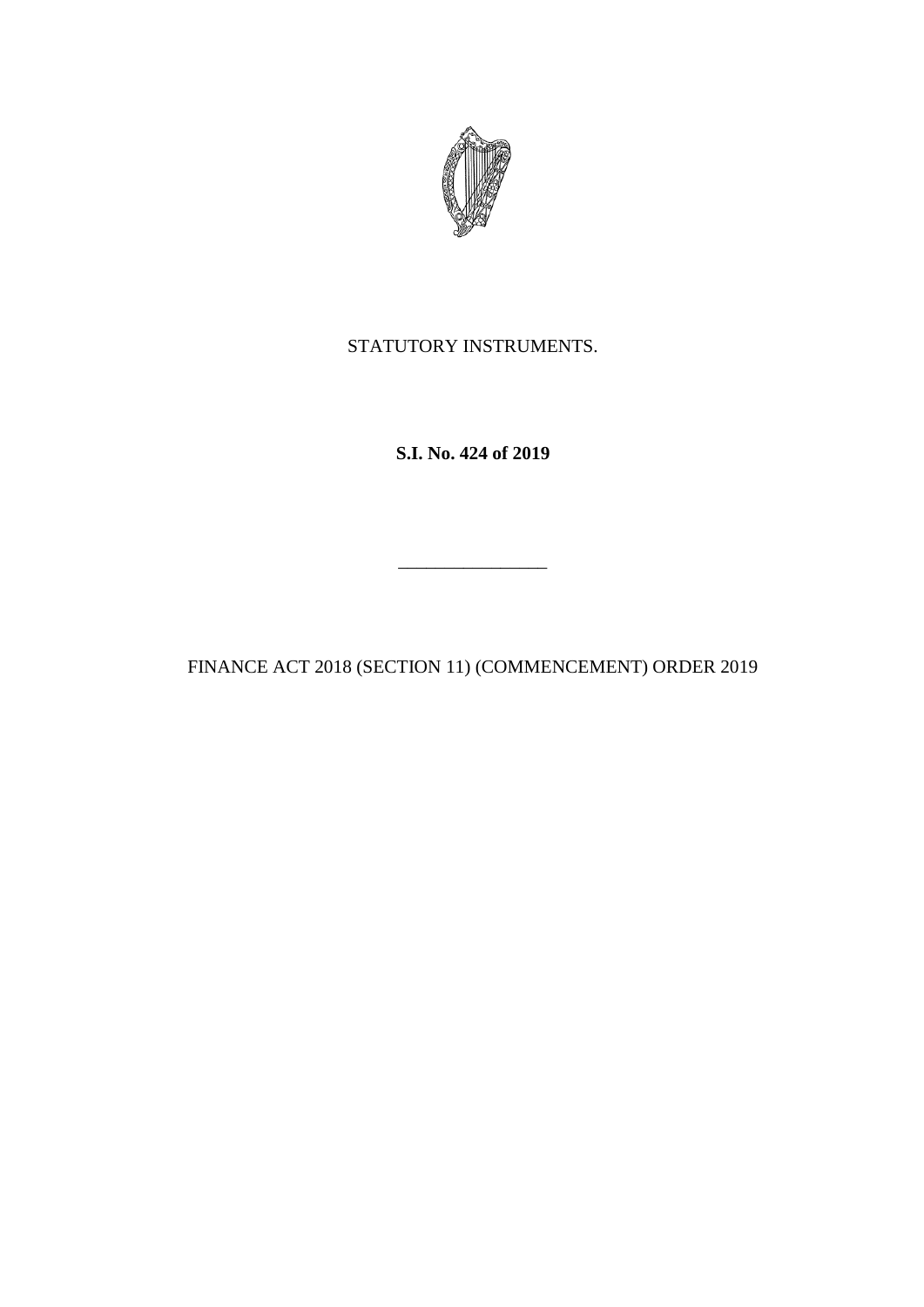STATUTORY INSTRUMENTS.

**S.I. No. 424 of 2019**

---

FINANCE ACT 2018 (SECTION 11) (COMMENCEMENT) ORDER 2019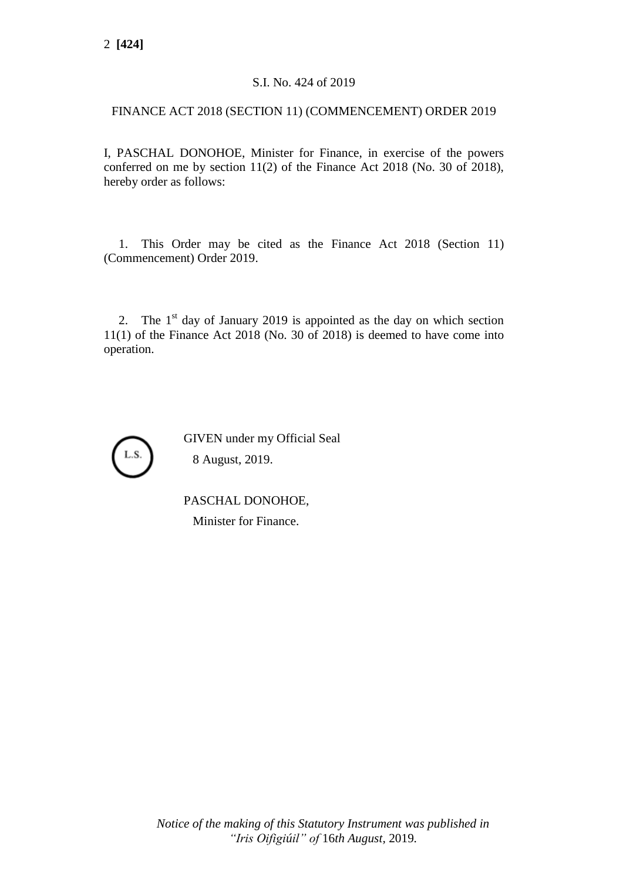S.I. No. 424 of 2019

FINANCE ACT 2018 (SECTION 11) (COMMENCEMENT) ORDER 2019

I, PASCHAL DONOHOE, Minister for Finance, in exercise of the powers conferred on me by section 11(2) of the Finance Act 2018 (No. 30 of 2018), hereby order as follows:

1. This Order may be cited as the Finance Act 2018 (Section 11) (Commencement) Order 2019.

2. The 1st day of January 2019 is appointed as the day on which section 11(1) of the Finance Act 2018 (No. 30 of 2018) is deemed to have come into operation.

L.S.

GIVEN under my Official Seal
8 August, 2019.

PASCHAL DONOHOE,
Minister for Finance.

*Notice of the making of this Statutory Instrument was published in "Iris Oifigiúil" of 16th August, 2019.*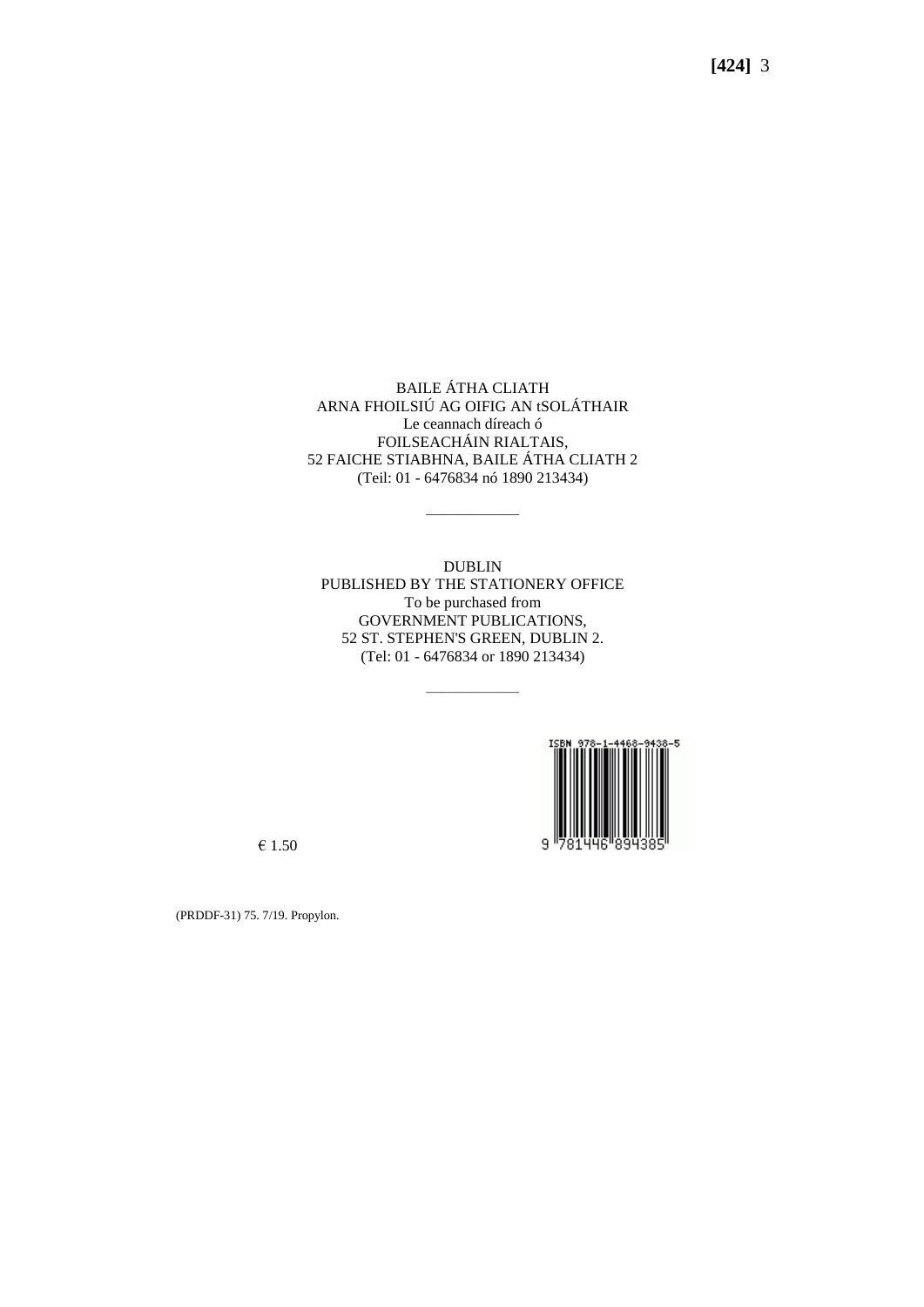BAILE ÁTHA CLIATH
ARNA FHOILSIÚ AG OIFIG AN tSOLÁTHAIR
Le ceannach díreach ó
FOILSEACHÁIN RIALTAIS,
52 FAICHE STIABHNA, BAILE ÁTHA CLIATH 2
(Teil: 01 - 6476834 nó 1890 213434)

---

DUBLIN
PUBLISHED BY THE STATIONERY OFFICE
To be purchased from
GOVERNMENT PUBLICATIONS,
52 ST. STEPHEN'S GREEN, DUBLIN 2.
(Tel: 01 - 6476834 or 1890 213434)

---

ISBN 978-1-4468-9438-5

9 781446 894385

€ 1.50

(PRDDF-31) 75. 7/19. Propylon.